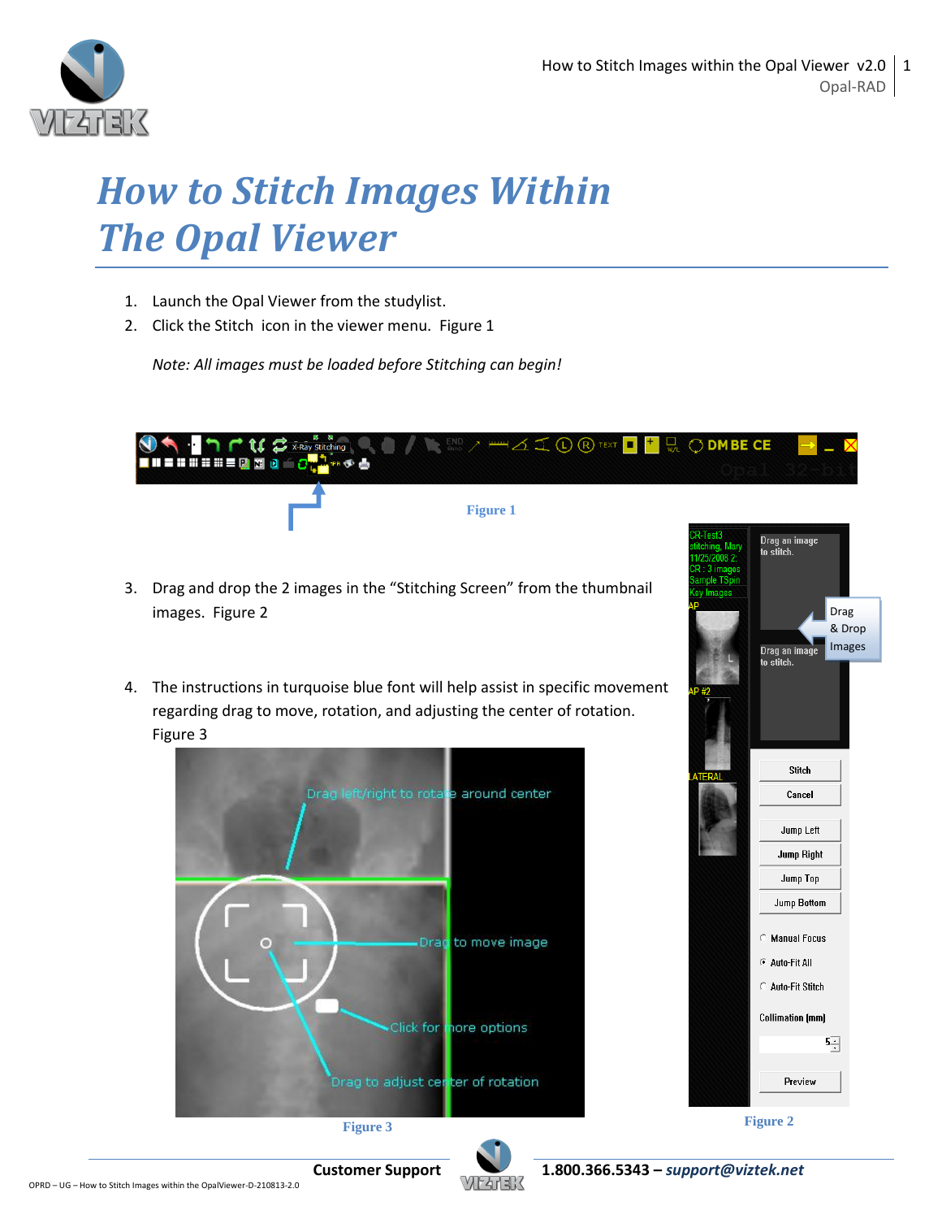# How to Stitch Images Within The Opal Viewer

1. Launch the Opal Viewer from the studylist.
2. Click the Stitch icon in the viewer menu. Figure 1

   *Note: All images must be loaded before Stitching can begin!*

Figure 1

3. Drag and drop the 2 images in the "Stitching Screen" from the thumbnail images. Figure 2

4. The instructions in turquoise blue font will help assist in specific movement regarding drag to move, rotation, and adjusting the center of rotation. Figure 3

Figure 3

Figure 2

**Customer Support** **1.800.366.5343 –** ***support@viztek.net***

OPRD – UG – How to Stitch Images within the OpalViewer-D-210813-2.0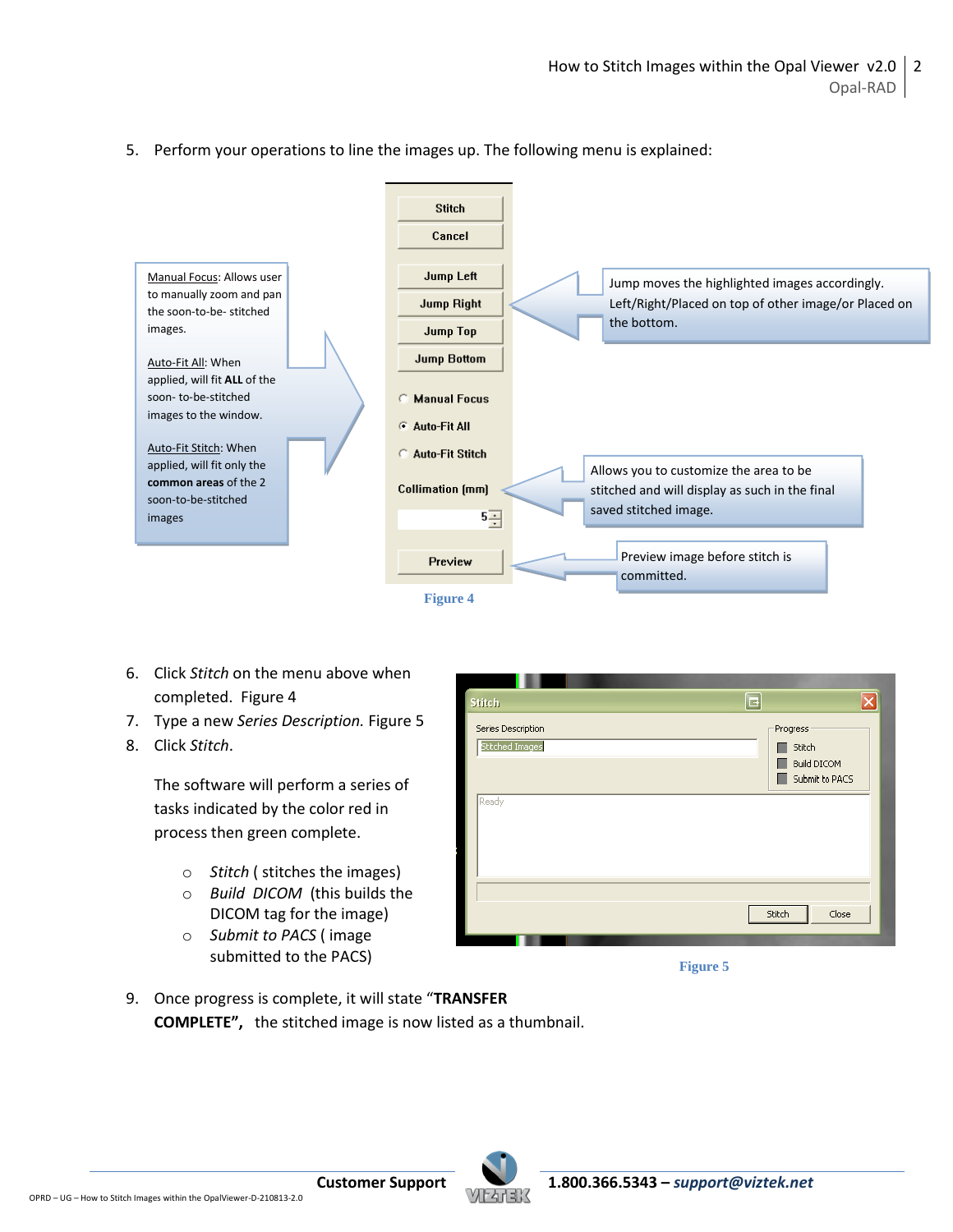5. Perform your operations to line the images up. The following menu is explained:

Manual Focus: Allows user to manually zoom and pan the soon-to-be- stitched images.

Auto-Fit All: When applied, will fit **ALL** of the soon- to-be-stitched images to the window.

Auto-Fit Stitch: When applied, will fit only the **common areas** of the 2 soon-to-be-stitched images

Stitch

Cancel

Jump Left

Jump Right

Jump Top

Jump Bottom

Manual Focus

Auto-Fit All

Auto-Fit Stitch

Collimation (mm)

5

Preview

Jump moves the highlighted images accordingly. Left/Right/Placed on top of other image/or Placed on the bottom.

Allows you to customize the area to be stitched and will display as such in the final saved stitched image.

Preview image before stitch is committed.

Figure 4

6. Click *Stitch* on the menu above when completed. Figure 4
7. Type a new *Series Description.* Figure 5
8. Click *Stitch*.

   The software will perform a series of tasks indicated by the color red in process then green complete.

   - *Stitch* ( stitches the images)
   - *Build DICOM* (this builds the DICOM tag for the image)
   - *Submit to PACS* ( image submitted to the PACS)

Stitch

Series Description

Stitched Images

Progress

Stitch

Build DICOM

Submit to PACS

Ready

Stitch

Close

Figure 5

9. Once progress is complete, it will state "**TRANSFER COMPLETE",** the stitched image is now listed as a thumbnail.